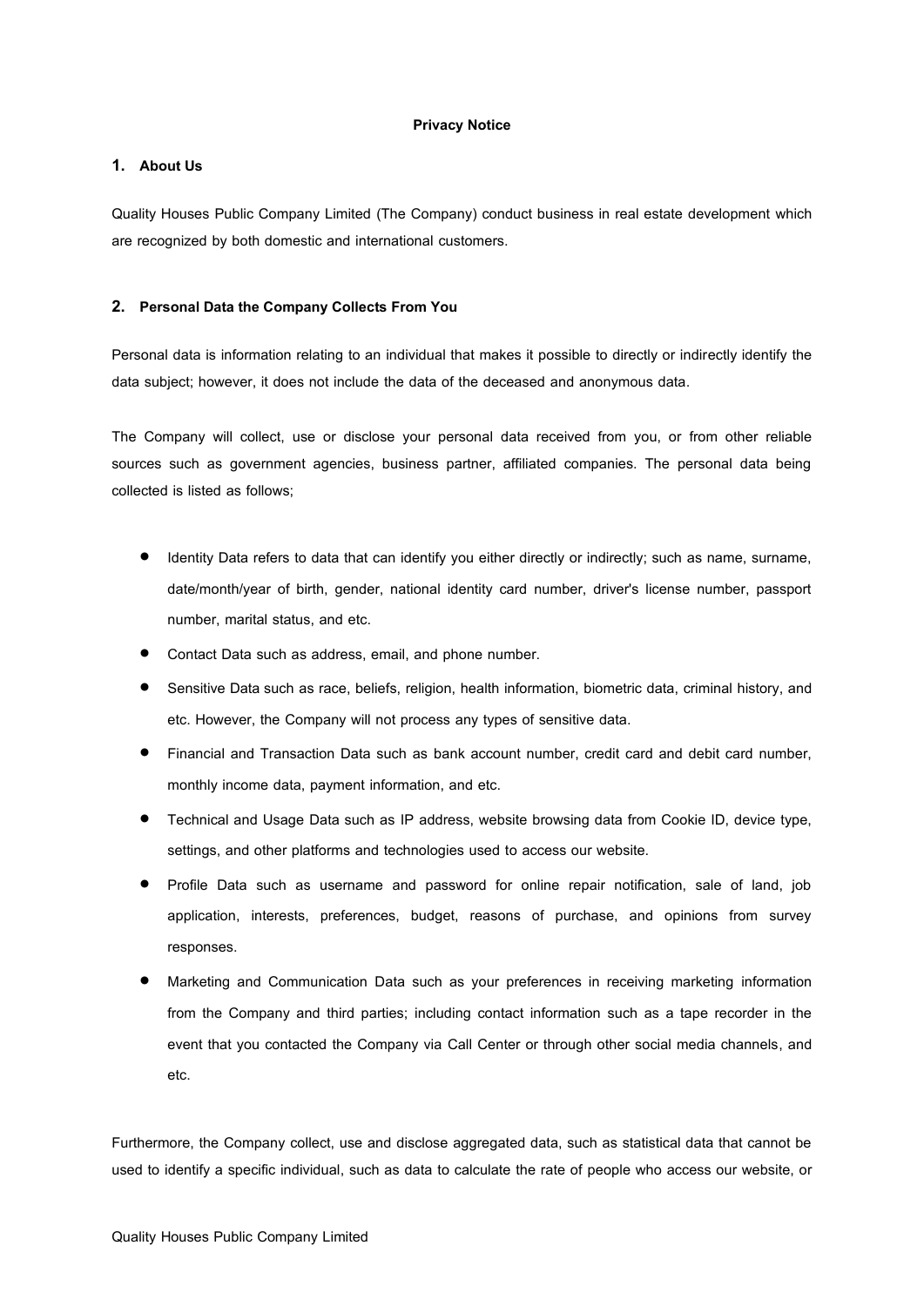# Privacy Notice

## 1. About Us

Quality Houses Public Company Limited (The Company) conduct business in real estate development which are recognized by both domestic and international customers.

## 2. Personal Data the Company Collects From You

Personal data is information relating to an individual that makes it possible to directly or indirectly identify the data subject; however, it does not include the data of the deceased and anonymous data.

The Company will collect, use or disclose your personal data received from you, or from other reliable sources such as government agencies, business partner, affiliated companies. The personal data being collected is listed as follows;

- Identity Data refers to data that can identify you either directly or indirectly; such as name, surname, date/month/year of birth, gender, national identity card number, driver's license number, passport number, marital status, and etc.
- Contact Data such as address, email, and phone number.
- Sensitive Data such as race, beliefs, religion, health information, biometric data, criminal history, and etc. However, the Company will not process any types of sensitive data.
- Financial and Transaction Data such as bank account number, credit card and debit card number, monthly income data, payment information, and etc.
- Technical and Usage Data such as IP address, website browsing data from Cookie ID, device type, settings, and other platforms and technologies used to access our website.
- Profile Data such as username and password for online repair notification, sale of land, job application, interests, preferences, budget, reasons of purchase, and opinions from survey responses.
- Marketing and Communication Data such as your preferences in receiving marketing information from the Company and third parties; including contact information such as a tape recorder in the event that you contacted the Company via Call Center or through other social media channels, and etc.

Furthermore, the Company collect, use and disclose aggregated data, such as statistical data that cannot be used to identify a specific individual, such as data to calculate the rate of people who access our website, or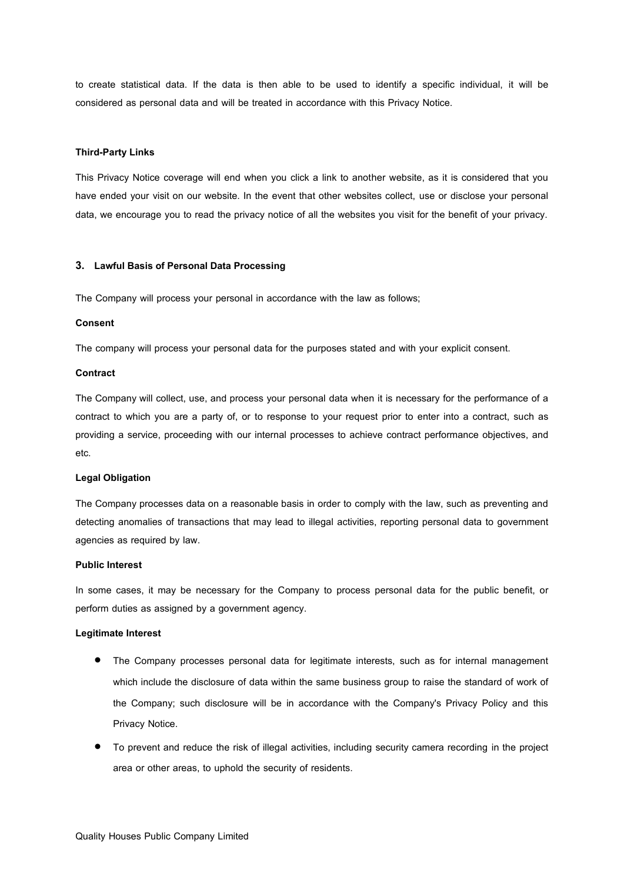to create statistical data. If the data is then able to be used to identify a specific individual, it will be considered as personal data and will be treated in accordance with this Privacy Notice.

**Third-Party Links**

This Privacy Notice coverage will end when you click a link to another website, as it is considered that you have ended your visit on our website. In the event that other websites collect, use or disclose your personal data, we encourage you to read the privacy notice of all the websites you visit for the benefit of your privacy.

## 3. Lawful Basis of Personal Data Processing

The Company will process your personal in accordance with the law as follows;

**Consent**

The company will process your personal data for the purposes stated and with your explicit consent.

**Contract**

The Company will collect, use, and process your personal data when it is necessary for the performance of a contract to which you are a party of, or to response to your request prior to enter into a contract, such as providing a service, proceeding with our internal processes to achieve contract performance objectives, and etc.

**Legal Obligation**

The Company processes data on a reasonable basis in order to comply with the law, such as preventing and detecting anomalies of transactions that may lead to illegal activities, reporting personal data to government agencies as required by law.

**Public Interest**

In some cases, it may be necessary for the Company to process personal data for the public benefit, or perform duties as assigned by a government agency.

**Legitimate Interest**

- The Company processes personal data for legitimate interests, such as for internal management which include the disclosure of data within the same business group to raise the standard of work of the Company; such disclosure will be in accordance with the Company's Privacy Policy and this Privacy Notice.
- To prevent and reduce the risk of illegal activities, including security camera recording in the project area or other areas, to uphold the security of residents.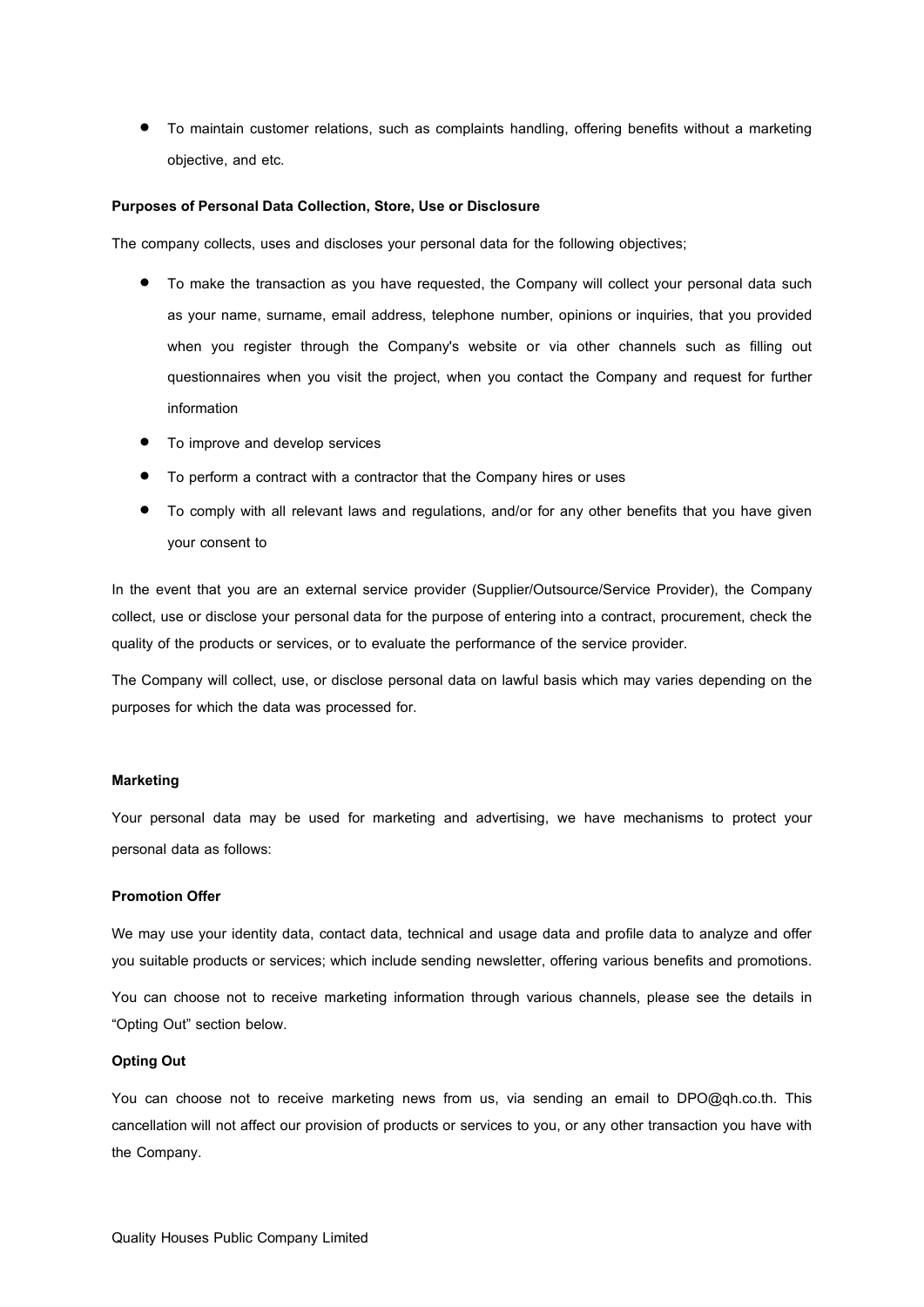- To maintain customer relations, such as complaints handling, offering benefits without a marketing objective, and etc.

**Purposes of Personal Data Collection, Store, Use or Disclosure**

The company collects, uses and discloses your personal data for the following objectives;

- To make the transaction as you have requested, the Company will collect your personal data such as your name, surname, email address, telephone number, opinions or inquiries, that you provided when you register through the Company's website or via other channels such as filling out questionnaires when you visit the project, when you contact the Company and request for further information
- To improve and develop services
- To perform a contract with a contractor that the Company hires or uses
- To comply with all relevant laws and regulations, and/or for any other benefits that you have given your consent to

In the event that you are an external service provider (Supplier/Outsource/Service Provider), the Company collect, use or disclose your personal data for the purpose of entering into a contract, procurement, check the quality of the products or services, or to evaluate the performance of the service provider.

The Company will collect, use, or disclose personal data on lawful basis which may varies depending on the purposes for which the data was processed for.

**Marketing**

Your personal data may be used for marketing and advertising, we have mechanisms to protect your personal data as follows:

**Promotion Offer**

We may use your identity data, contact data, technical and usage data and profile data to analyze and offer you suitable products or services; which include sending newsletter, offering various benefits and promotions.

You can choose not to receive marketing information through various channels, please see the details in "Opting Out" section below.

**Opting Out**

You can choose not to receive marketing news from us, via sending an email to DPO@qh.co.th. This cancellation will not affect our provision of products or services to you, or any other transaction you have with the Company.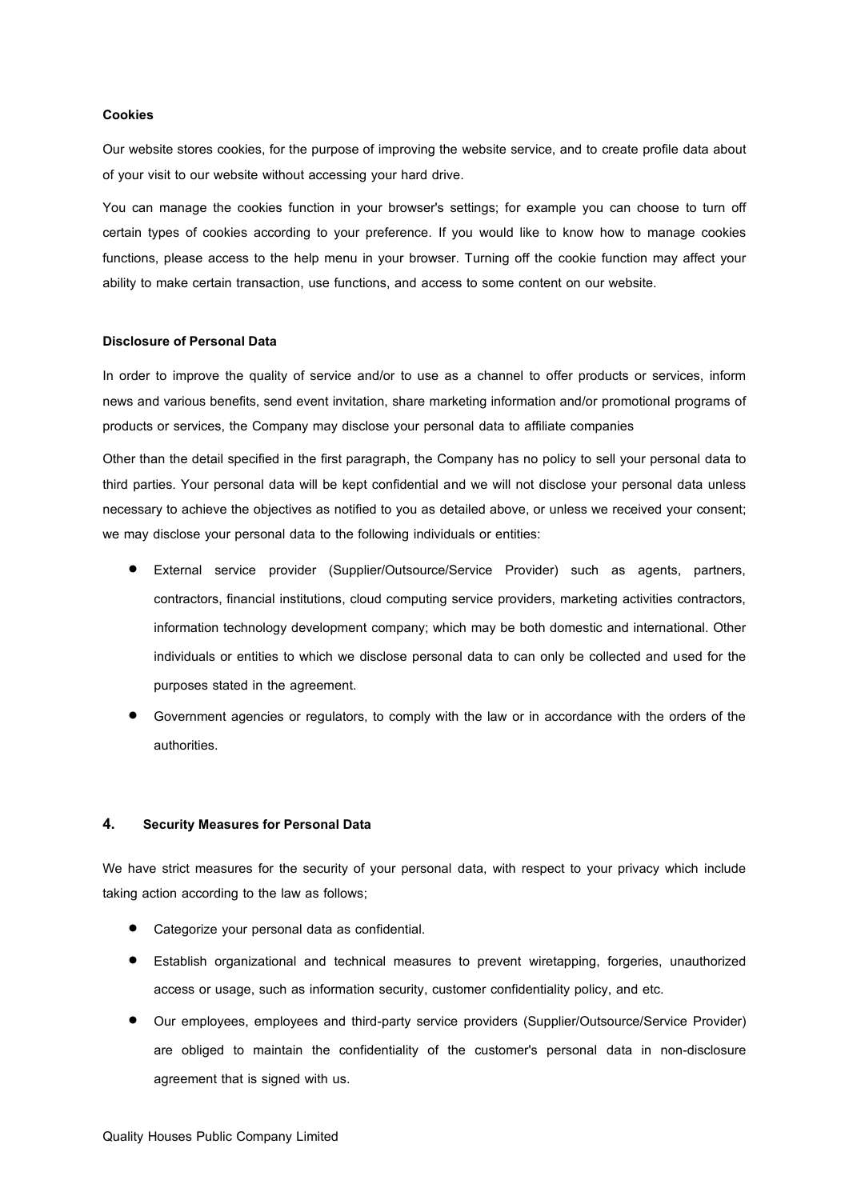**Cookies**

Our website stores cookies, for the purpose of improving the website service, and to create profile data about of your visit to our website without accessing your hard drive.

You can manage the cookies function in your browser's settings; for example you can choose to turn off certain types of cookies according to your preference. If you would like to know how to manage cookies functions, please access to the help menu in your browser. Turning off the cookie function may affect your ability to make certain transaction, use functions, and access to some content on our website.

**Disclosure of Personal Data**

In order to improve the quality of service and/or to use as a channel to offer products or services, inform news and various benefits, send event invitation, share marketing information and/or promotional programs of products or services, the Company may disclose your personal data to affiliate companies

Other than the detail specified in the first paragraph, the Company has no policy to sell your personal data to third parties. Your personal data will be kept confidential and we will not disclose your personal data unless necessary to achieve the objectives as notified to you as detailed above, or unless we received your consent; we may disclose your personal data to the following individuals or entities:

- External service provider (Supplier/Outsource/Service Provider) such as agents, partners, contractors, financial institutions, cloud computing service providers, marketing activities contractors, information technology development company; which may be both domestic and international. Other individuals or entities to which we disclose personal data to can only be collected and used for the purposes stated in the agreement.
- Government agencies or regulators, to comply with the law or in accordance with the orders of the authorities.

## 4. Security Measures for Personal Data

We have strict measures for the security of your personal data, with respect to your privacy which include taking action according to the law as follows;

- Categorize your personal data as confidential.
- Establish organizational and technical measures to prevent wiretapping, forgeries, unauthorized access or usage, such as information security, customer confidentiality policy, and etc.
- Our employees, employees and third-party service providers (Supplier/Outsource/Service Provider) are obliged to maintain the confidentiality of the customer's personal data in non-disclosure agreement that is signed with us.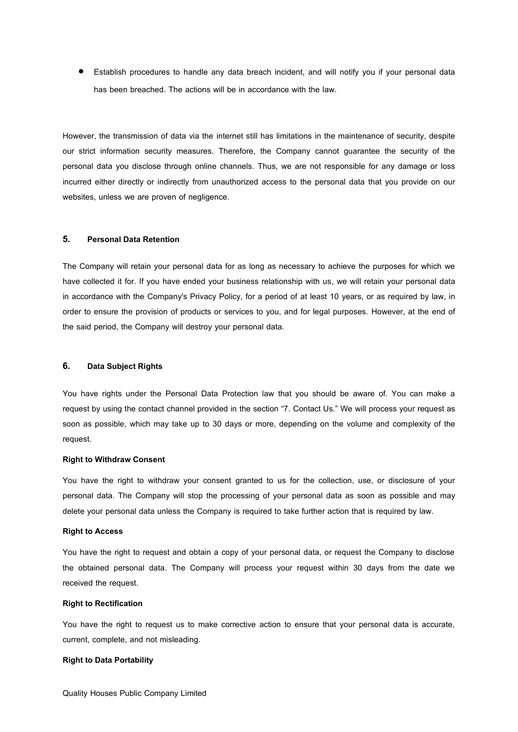- Establish procedures to handle any data breach incident, and will notify you if your personal data has been breached. The actions will be in accordance with the law.

However, the transmission of data via the internet still has limitations in the maintenance of security, despite our strict information security measures. Therefore, the Company cannot guarantee the security of the personal data you disclose through online channels. Thus, we are not responsible for any damage or loss incurred either directly or indirectly from unauthorized access to the personal data that you provide on our websites, unless we are proven of negligence.

## 5. Personal Data Retention

The Company will retain your personal data for as long as necessary to achieve the purposes for which we have collected it for. If you have ended your business relationship with us, we will retain your personal data in accordance with the Company's Privacy Policy, for a period of at least 10 years, or as required by law, in order to ensure the provision of products or services to you, and for legal purposes. However, at the end of the said period, the Company will destroy your personal data.

## 6. Data Subject Rights

You have rights under the Personal Data Protection law that you should be aware of. You can make a request by using the contact channel provided in the section "7. Contact Us." We will process your request as soon as possible, which may take up to 30 days or more, depending on the volume and complexity of the request.

**Right to Withdraw Consent**

You have the right to withdraw your consent granted to us for the collection, use, or disclosure of your personal data. The Company will stop the processing of your personal data as soon as possible and may delete your personal data unless the Company is required to take further action that is required by law.

**Right to Access**

You have the right to request and obtain a copy of your personal data, or request the Company to disclose the obtained personal data. The Company will process your request within 30 days from the date we received the request.

**Right to Rectification**

You have the right to request us to make corrective action to ensure that your personal data is accurate, current, complete, and not misleading.

**Right to Data Portability**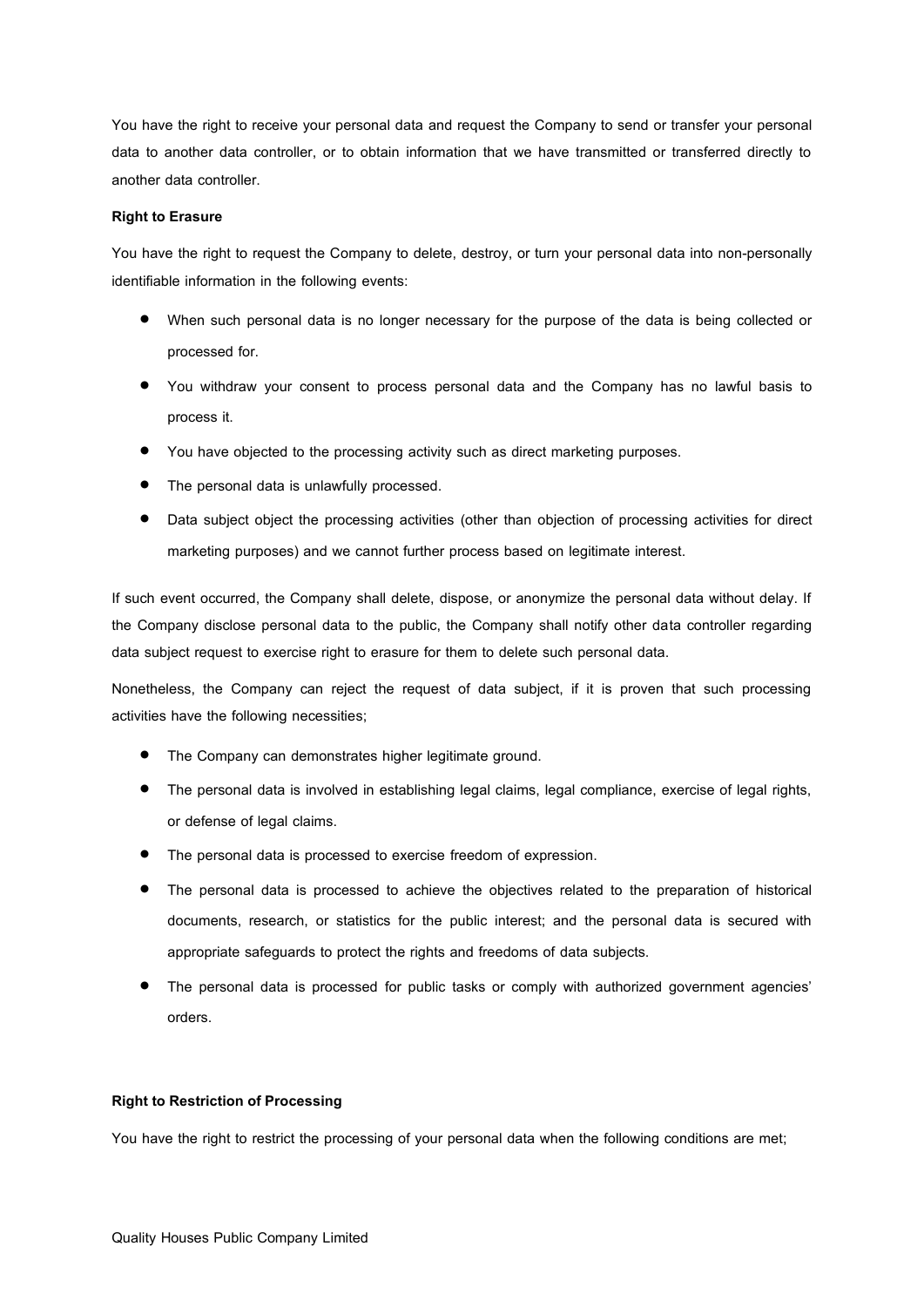You have the right to receive your personal data and request the Company to send or transfer your personal data to another data controller, or to obtain information that we have transmitted or transferred directly to another data controller.

**Right to Erasure**

You have the right to request the Company to delete, destroy, or turn your personal data into non-personally identifiable information in the following events:

- When such personal data is no longer necessary for the purpose of the data is being collected or processed for.
- You withdraw your consent to process personal data and the Company has no lawful basis to process it.
- You have objected to the processing activity such as direct marketing purposes.
- The personal data is unlawfully processed.
- Data subject object the processing activities (other than objection of processing activities for direct marketing purposes) and we cannot further process based on legitimate interest.

If such event occurred, the Company shall delete, dispose, or anonymize the personal data without delay. If the Company disclose personal data to the public, the Company shall notify other data controller regarding data subject request to exercise right to erasure for them to delete such personal data.

Nonetheless, the Company can reject the request of data subject, if it is proven that such processing activities have the following necessities;

- The Company can demonstrates higher legitimate ground.
- The personal data is involved in establishing legal claims, legal compliance, exercise of legal rights, or defense of legal claims.
- The personal data is processed to exercise freedom of expression.
- The personal data is processed to achieve the objectives related to the preparation of historical documents, research, or statistics for the public interest; and the personal data is secured with appropriate safeguards to protect the rights and freedoms of data subjects.
- The personal data is processed for public tasks or comply with authorized government agencies' orders.

**Right to Restriction of Processing**

You have the right to restrict the processing of your personal data when the following conditions are met;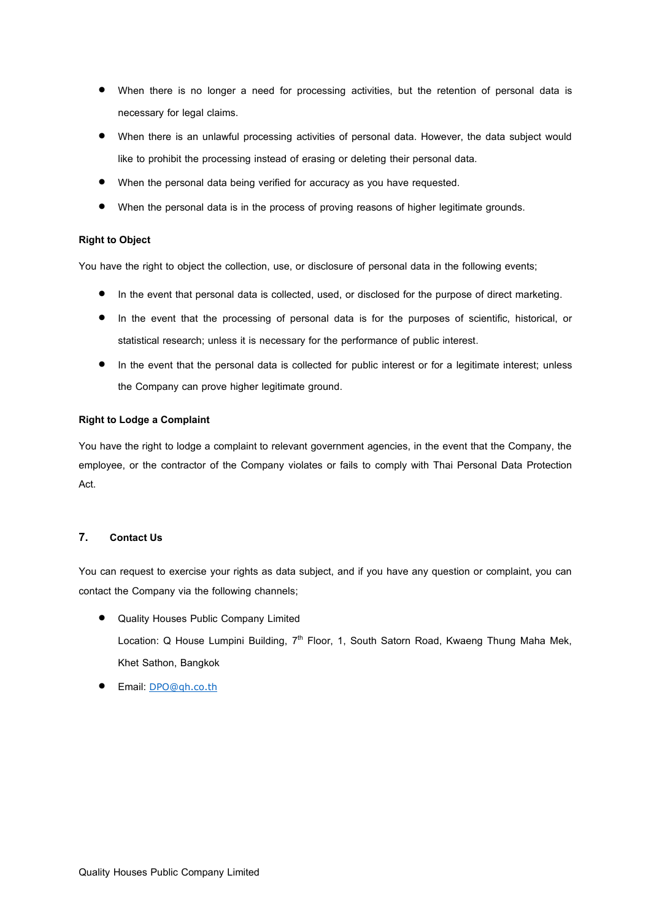- When there is no longer a need for processing activities, but the retention of personal data is necessary for legal claims.
- When there is an unlawful processing activities of personal data. However, the data subject would like to prohibit the processing instead of erasing or deleting their personal data.
- When the personal data being verified for accuracy as you have requested.
- When the personal data is in the process of proving reasons of higher legitimate grounds.

**Right to Object**

You have the right to object the collection, use, or disclosure of personal data in the following events;

- In the event that personal data is collected, used, or disclosed for the purpose of direct marketing.
- In the event that the processing of personal data is for the purposes of scientific, historical, or statistical research; unless it is necessary for the performance of public interest.
- In the event that the personal data is collected for public interest or for a legitimate interest; unless the Company can prove higher legitimate ground.

**Right to Lodge a Complaint**

You have the right to lodge a complaint to relevant government agencies, in the event that the Company, the employee, or the contractor of the Company violates or fails to comply with Thai Personal Data Protection Act.

## 7. Contact Us

You can request to exercise your rights as data subject, and if you have any question or complaint, you can contact the Company via the following channels;

- Quality Houses Public Company Limited
  Location: Q House Lumpini Building, 7th Floor, 1, South Satorn Road, Kwaeng Thung Maha Mek, Khet Sathon, Bangkok
- Email: DPO@qh.co.th